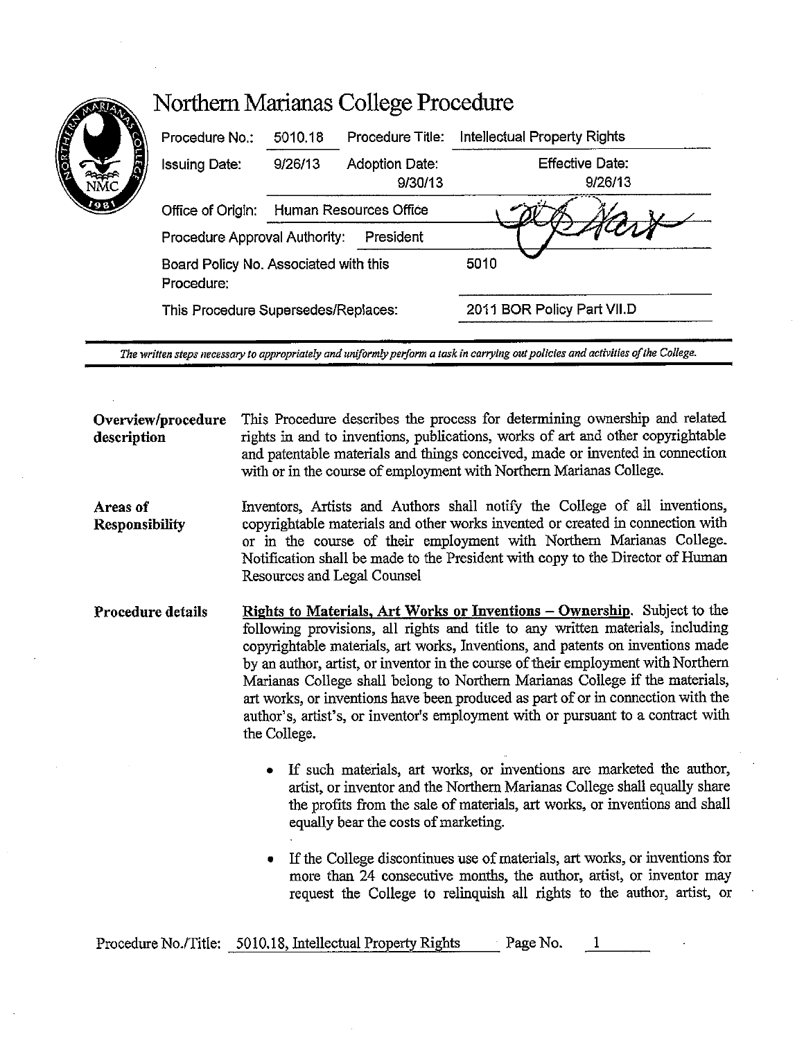# Northern Marianas College Procedure

| Procedure No.: | 5010.18 | Procedure Title: | Intellectual Property Rights |
|---|---|---|---|
| Issuing Date: | 9/26/13 | Adoption Date: 9/30/13 | Effective Date: 9/26/13 |
| Office of Origin: | Human Resources Office | | |
| Procedure Approval Authority: | President | | |
| Board Policy No. Associated with this Procedure: | | | 5010 |
| This Procedure Supersedes/Replaces: | | | 2011 BOR Policy Part VII.D |

*The written steps necessary to appropriately and uniformly perform a task in carrying out policies and activities of the College.*

**Overview/procedure description**

This Procedure describes the process for determining ownership and related rights in and to inventions, publications, works of art and other copyrightable and patentable materials and things conceived, made or invented in connection with or in the course of employment with Northern Marianas College.

**Areas of Responsibility**

Inventors, Artists and Authors shall notify the College of all inventions, copyrightable materials and other works invented or created in connection with or in the course of their employment with Northern Marianas College. Notification shall be made to the President with copy to the Director of Human Resources and Legal Counsel

**Procedure details**

**Rights to Materials, Art Works or Inventions – Ownership.** Subject to the following provisions, all rights and title to any written materials, including copyrightable materials, art works, Inventions, and patents on inventions made by an author, artist, or inventor in the course of their employment with Northern Marianas College shall belong to Northern Marianas College if the materials, art works, or inventions have been produced as part of or in connection with the author's, artist's, or inventor's employment with or pursuant to a contract with the College.

- If such materials, art works, or inventions are marketed the author, artist, or inventor and the Northern Marianas College shall equally share the profits from the sale of materials, art works, or inventions and shall equally bear the costs of marketing.
- If the College discontinues use of materials, art works, or inventions for more than 24 consecutive months, the author, artist, or inventor may request the College to relinquish all rights to the author, artist, or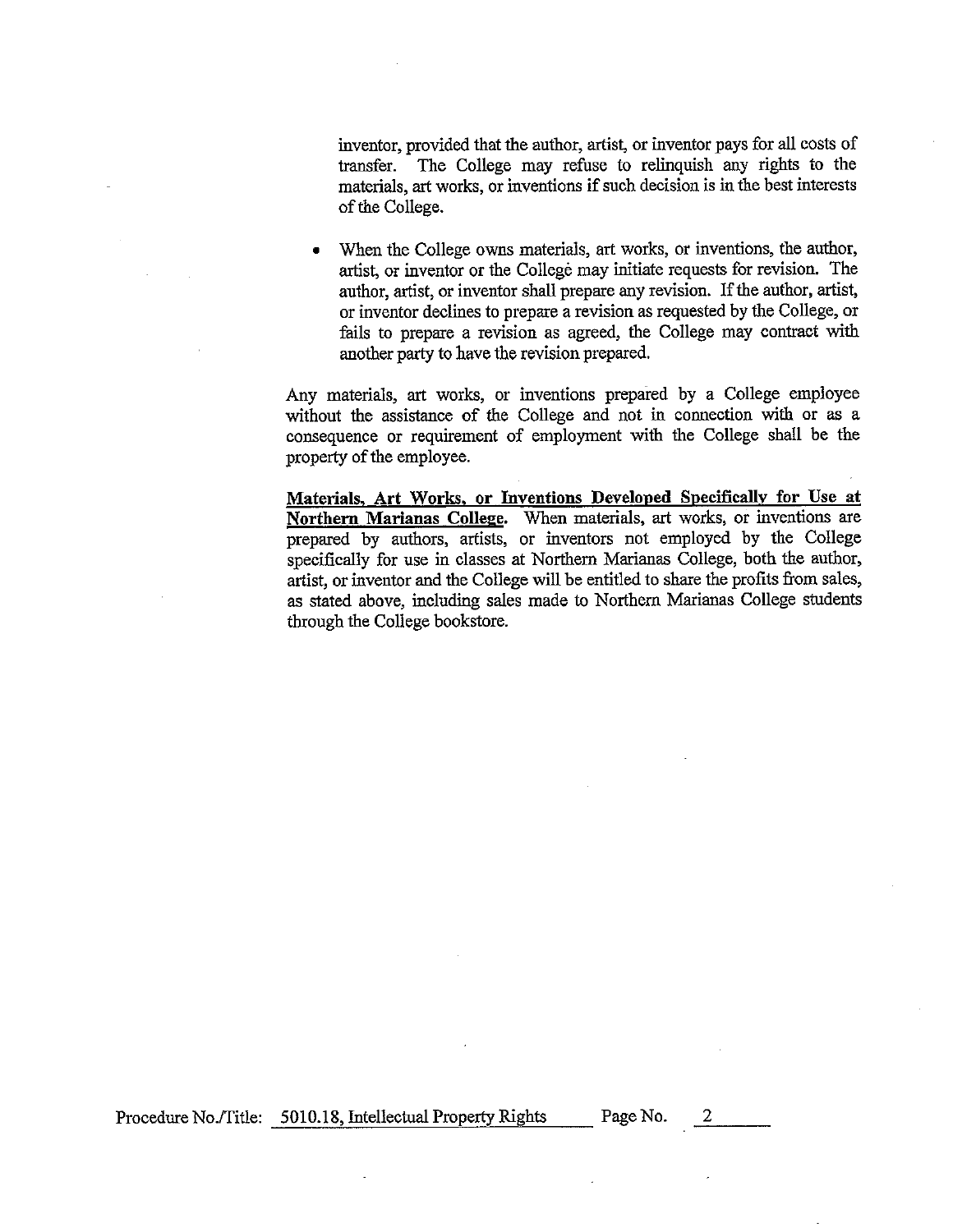inventor, provided that the author, artist, or inventor pays for all costs of transfer. The College may refuse to relinquish any rights to the materials, art works, or inventions if such decision is in the best interests of the College.

- When the College owns materials, art works, or inventions, the author, artist, or inventor or the College may initiate requests for revision. The author, artist, or inventor shall prepare any revision. If the author, artist, or inventor declines to prepare a revision as requested by the College, or fails to prepare a revision as agreed, the College may contract with another party to have the revision prepared.

Any materials, art works, or inventions prepared by a College employee without the assistance of the College and not in connection with or as a consequence or requirement of employment with the College shall be the property of the employee.

**Materials, Art Works, or Inventions Developed Specifically for Use at Northern Marianas College.** When materials, art works, or inventions are prepared by authors, artists, or inventors not employed by the College specifically for use in classes at Northern Marianas College, both the author, artist, or inventor and the College will be entitled to share the profits from sales, as stated above, including sales made to Northern Marianas College students through the College bookstore.

Procedure No./Title: 5010.18, Intellectual Property Rights